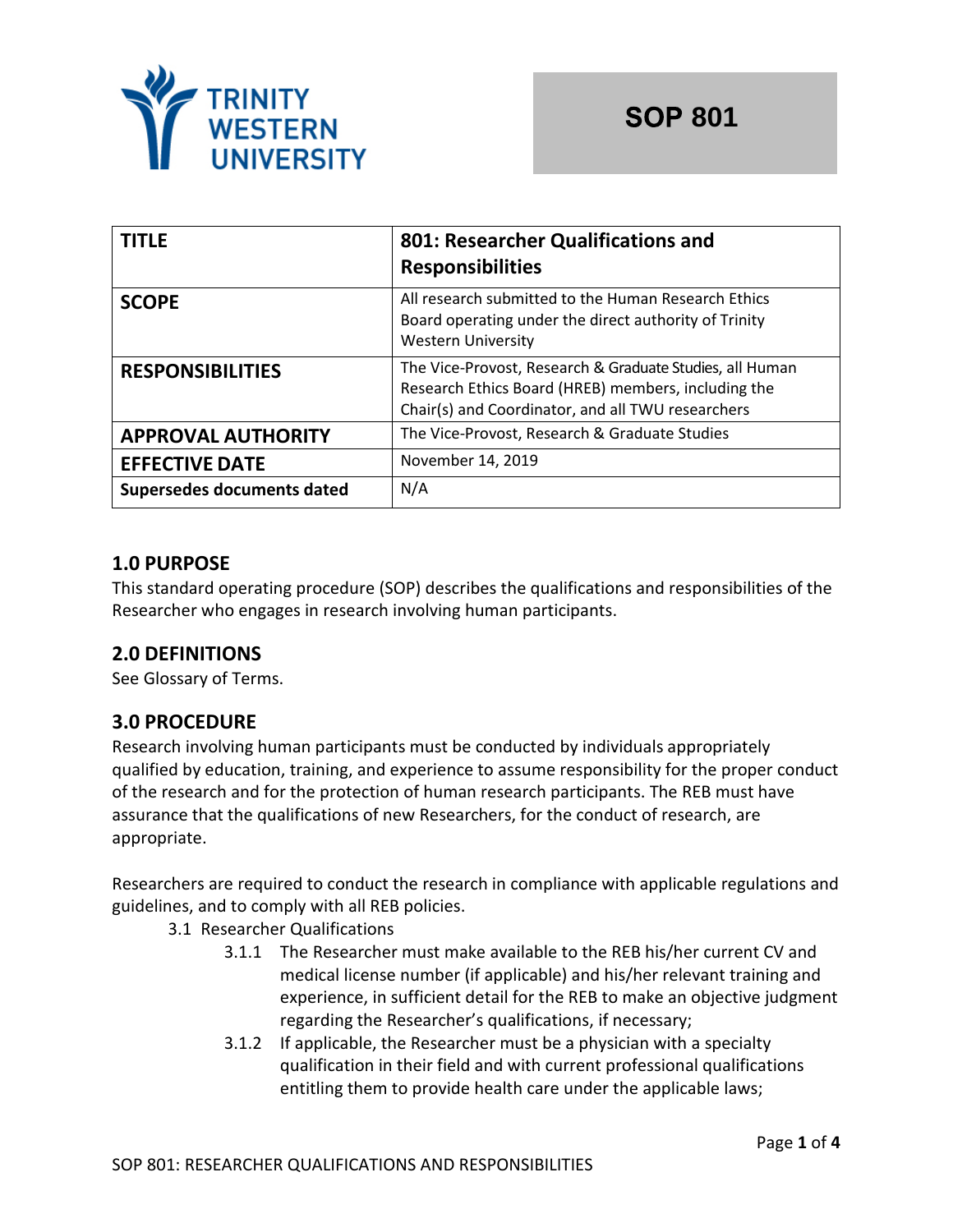TRINITY WESTERN UNIVERSITY

# SOP 801

| TITLE | 801: Researcher Qualifications and Responsibilities |
|---|---|
| SCOPE | All research submitted to the Human Research Ethics Board operating under the direct authority of Trinity Western University |
| RESPONSIBILITIES | The Vice-Provost, Research & Graduate Studies, all Human Research Ethics Board (HREB) members, including the Chair(s) and Coordinator, and all TWU researchers |
| APPROVAL AUTHORITY | The Vice-Provost, Research & Graduate Studies |
| EFFECTIVE DATE | November 14, 2019 |
| Supersedes documents dated | N/A |

## 1.0 PURPOSE

This standard operating procedure (SOP) describes the qualifications and responsibilities of the Researcher who engages in research involving human participants.

## 2.0 DEFINITIONS

See Glossary of Terms.

## 3.0 PROCEDURE

Research involving human participants must be conducted by individuals appropriately qualified by education, training, and experience to assume responsibility for the proper conduct of the research and for the protection of human research participants. The REB must have assurance that the qualifications of new Researchers, for the conduct of research, are appropriate.

Researchers are required to conduct the research in compliance with applicable regulations and guidelines, and to comply with all REB policies.

3.1 Researcher Qualifications

- 3.1.1 The Researcher must make available to the REB his/her current CV and medical license number (if applicable) and his/her relevant training and experience, in sufficient detail for the REB to make an objective judgment regarding the Researcher's qualifications, if necessary;
- 3.1.2 If applicable, the Researcher must be a physician with a specialty qualification in their field and with current professional qualifications entitling them to provide health care under the applicable laws;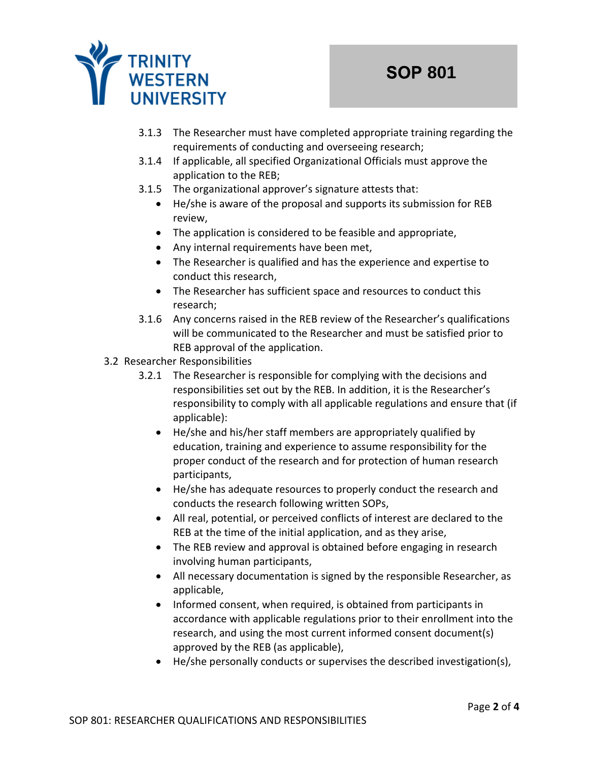3.1.3 The Researcher must have completed appropriate training regarding the requirements of conducting and overseeing research;

3.1.4 If applicable, all specified Organizational Officials must approve the application to the REB;

3.1.5 The organizational approver's signature attests that:

- He/she is aware of the proposal and supports its submission for REB review,
- The application is considered to be feasible and appropriate,
- Any internal requirements have been met,
- The Researcher is qualified and has the experience and expertise to conduct this research,
- The Researcher has sufficient space and resources to conduct this research;

3.1.6 Any concerns raised in the REB review of the Researcher's qualifications will be communicated to the Researcher and must be satisfied prior to REB approval of the application.

3.2 Researcher Responsibilities

3.2.1 The Researcher is responsible for complying with the decisions and responsibilities set out by the REB. In addition, it is the Researcher's responsibility to comply with all applicable regulations and ensure that (if applicable):

- He/she and his/her staff members are appropriately qualified by education, training and experience to assume responsibility for the proper conduct of the research and for protection of human research participants,
- He/she has adequate resources to properly conduct the research and conducts the research following written SOPs,
- All real, potential, or perceived conflicts of interest are declared to the REB at the time of the initial application, and as they arise,
- The REB review and approval is obtained before engaging in research involving human participants,
- All necessary documentation is signed by the responsible Researcher, as applicable,
- Informed consent, when required, is obtained from participants in accordance with applicable regulations prior to their enrollment into the research, and using the most current informed consent document(s) approved by the REB (as applicable),
- He/she personally conducts or supervises the described investigation(s),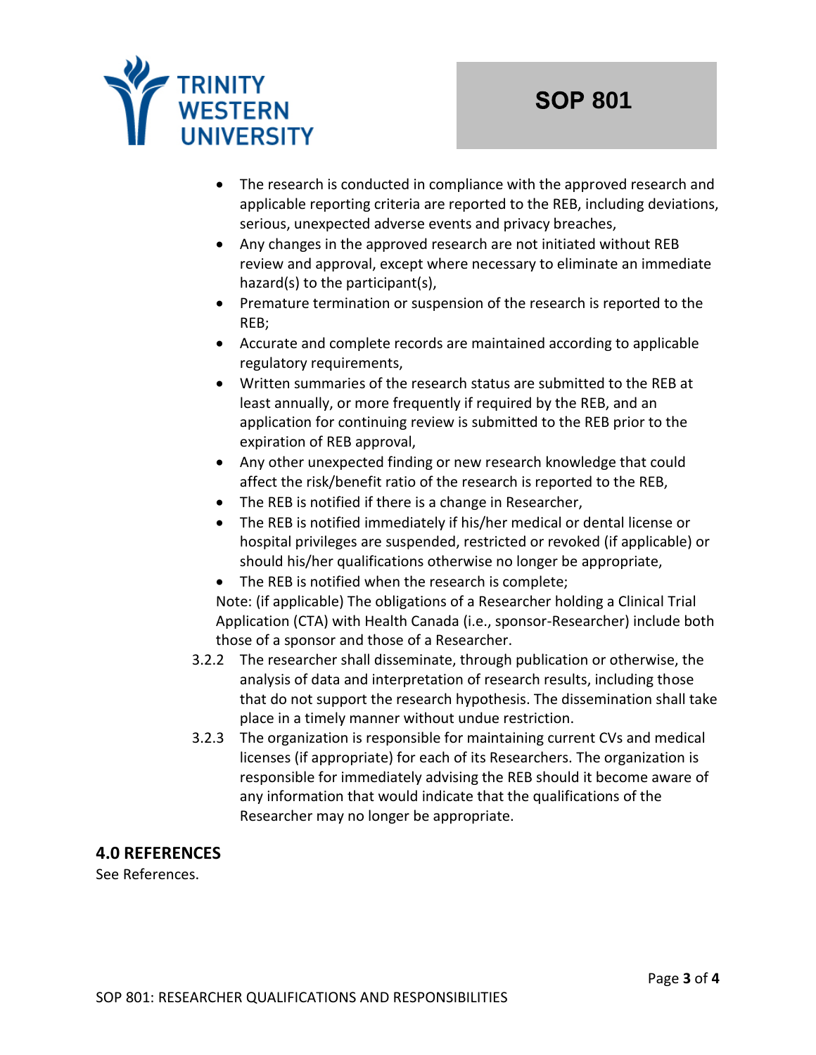- The research is conducted in compliance with the approved research and applicable reporting criteria are reported to the REB, including deviations, serious, unexpected adverse events and privacy breaches,
- Any changes in the approved research are not initiated without REB review and approval, except where necessary to eliminate an immediate hazard(s) to the participant(s),
- Premature termination or suspension of the research is reported to the REB;
- Accurate and complete records are maintained according to applicable regulatory requirements,
- Written summaries of the research status are submitted to the REB at least annually, or more frequently if required by the REB, and an application for continuing review is submitted to the REB prior to the expiration of REB approval,
- Any other unexpected finding or new research knowledge that could affect the risk/benefit ratio of the research is reported to the REB,
- The REB is notified if there is a change in Researcher,
- The REB is notified immediately if his/her medical or dental license or hospital privileges are suspended, restricted or revoked (if applicable) or should his/her qualifications otherwise no longer be appropriate,
- The REB is notified when the research is complete;

Note: (if applicable) The obligations of a Researcher holding a Clinical Trial Application (CTA) with Health Canada (i.e., sponsor-Researcher) include both those of a sponsor and those of a Researcher.

3.2.2 The researcher shall disseminate, through publication or otherwise, the analysis of data and interpretation of research results, including those that do not support the research hypothesis. The dissemination shall take place in a timely manner without undue restriction.

3.2.3 The organization is responsible for maintaining current CVs and medical licenses (if appropriate) for each of its Researchers. The organization is responsible for immediately advising the REB should it become aware of any information that would indicate that the qualifications of the Researcher may no longer be appropriate.

## 4.0 REFERENCES

See References.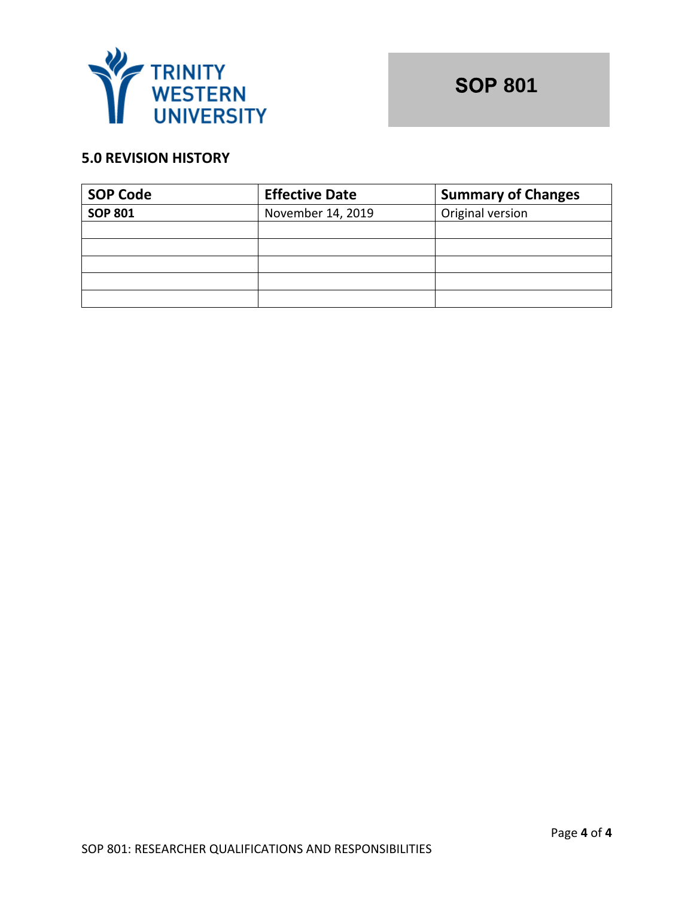## 5.0 REVISION HISTORY

| SOP Code | Effective Date | Summary of Changes |
|---|---|---|
| **SOP 801** | November 14, 2019 | Original version |
| | | |
| | | |
| | | |
| | | |
| | | |